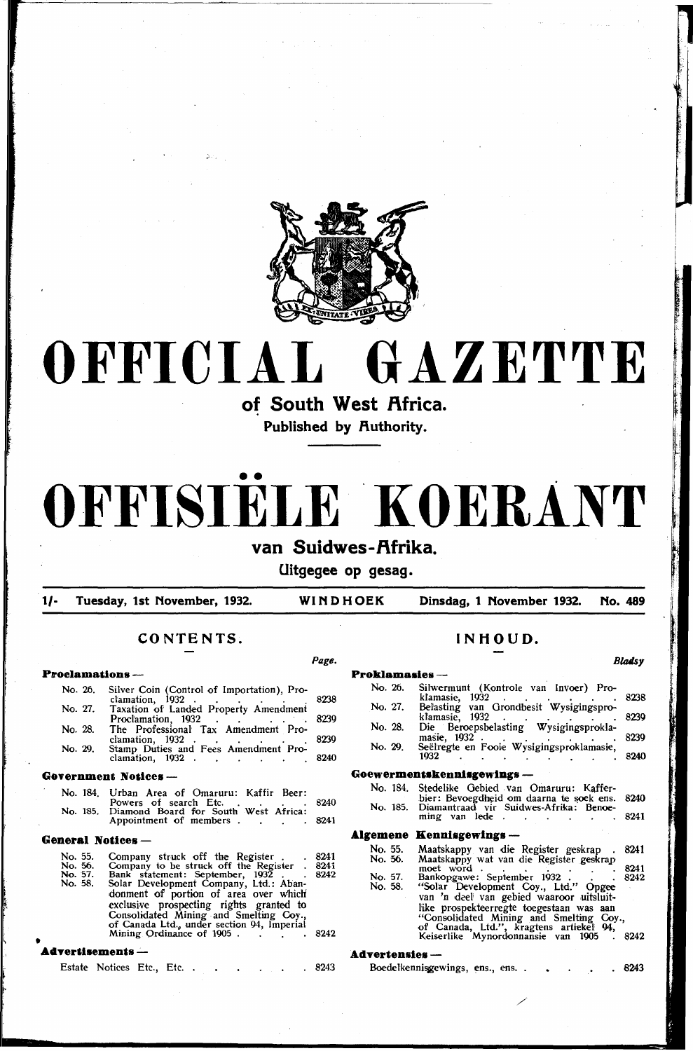# OFFICIAL GAZETTE

## of South West Africa.

**Published by Authority.**

# OFFISIËLE KOERANT

## van Suidwes-Afrika.

**Uitgegee op gesag.**

| 1/- | Tuesday, 1st November, 1932. | WINDHOEK | Dinsdag, 1 November 1932. | No. 489 |
|---|---|---|---|---|

## CONTENTS.

| | | Page. |
|---|---|---|
| **Proclamations —** | | |
| No. 26. | Silver Coin (Control of Importation), Proclamation, 1932 | 8238 |
| No. 27. | Taxation of Landed Property Amendment Proclamation, 1932 | 8239 |
| No. 28. | The Professional Tax Amendment Proclamation, 1932 | 8239 |
| No. 29. | Stamp Duties and Fees Amendment Proclamation, 1932 | 8240 |
| **Government Notices —** | | |
| No. 184. | Urban Area of Omaruru: Kaffir Beer: Powers of search Etc. | 8240 |
| No. 185. | Diamond Board for South West Africa: Appointment of members | 8241 |
| **General Notices —** | | |
| No. 55. | Company struck off the Register | 8241 |
| No. 56. | Company to be struck off the Register | 8241 |
| No. 57. | Bank statement: September, 1932 | 8242 |
| No. 58. | Solar Development Company, Ltd.: Abandonment of portion of area over which exclusive prospecting rights granted to Consolidated Mining and Smelting Coy., of Canada Ltd., under section 94, Imperial Mining Ordinance of 1905 | 8242 |
| **Advertisements —** | | |
| | Estate Notices Etc., Etc. | 8243 |

## INHOUD.

| | | Bladsy |
|---|---|---|
| **Proklamasies —** | | |
| No. 26. | Silwermunt (Kontrole van Invoer) Proklamasie, 1932 | 8238 |
| No. 27. | Belasting van Grondbesit Wysigingsproklamasie, 1932 | 8239 |
| No. 28. | Die Beroepsbelasting Wysigingsproklamasie, 1932 | 8239 |
| No. 29. | Seëlregte en Fooie Wysigingsproklamasie, 1932 | 8240 |
| **Goewermentskennisgewings —** | | |
| No. 184. | Stedelike Gebied van Omaruru: Kafferbier: Bevoegdheid om daarna te soek ens. | 8240 |
| No. 185. | Diamantraad vir Suidwes-Afrika: Benoeming van lede | 8241 |
| **Algemene Kennisgewings —** | | |
| No. 55. | Maatskappy van die Register geskrap | 8241 |
| No. 56. | Maatskappy wat van die Register geskrap moet word | 8241 |
| No. 57. | Bankopgawe: September 1932 | 8242 |
| No. 58. | "Solar Development Coy., Ltd." Opgee van 'n deel van gebied waaroor uitsluitlike prospekteerregte toegestaan was aan "Consolidated Mining and Smelting Coy., of Canada, Ltd.", kragtens artiekel 94, Keiserlike Mynordonnansie van 1905 | 8242 |
| **Advertensies —** | | |
| | Boedelkennisgewings, ens., ens. | 8243 |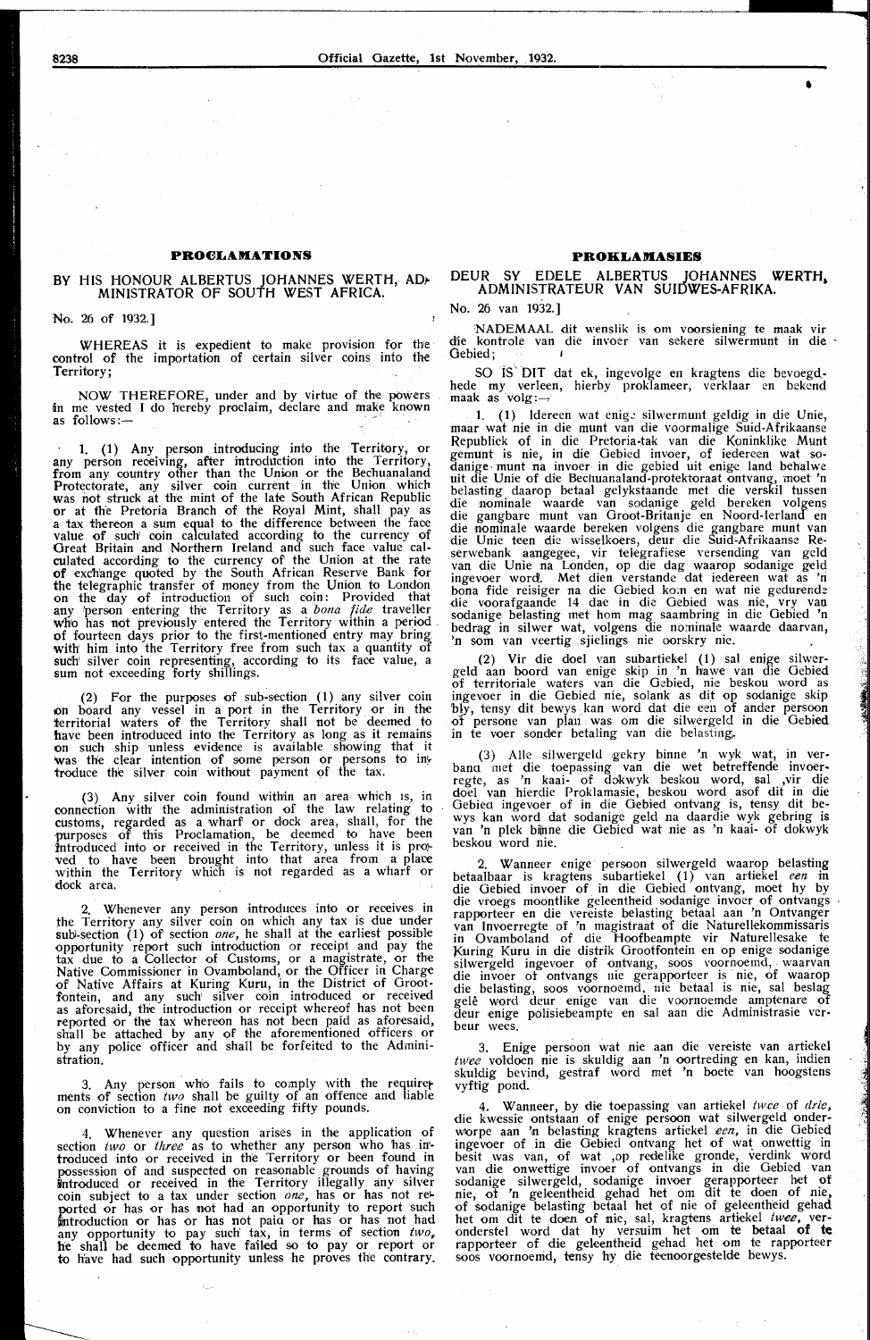## PROCLAMATIONS

### BY HIS HONOUR ALBERTUS JOHANNES WERTH, ADMINISTRATOR OF SOUTH WEST AFRICA.

No. 26 of 1932.]

WHEREAS it is expedient to make provision for the control of the importation of certain silver coins into the Territory;

NOW THEREFORE, under and by virtue of the powers in me vested I do hereby proclaim, declare and make known as follows:—

1. (1) Any person introducing into the Territory, or any person receiving, after introduction into the Territory, from any country other than the Union or the Bechuanaland Protectorate, any silver coin current in the Union which was not struck at the mint of the late South African Republic or at the Pretoria Branch of the Royal Mint, shall pay as a tax thereon a sum equal to the difference between the face value of such coin calculated according to the currency of Great Britain and Northern Ireland and such face value calculated according to the currency of the Union at the rate of exchange quoted by the South African Reserve Bank for the telegraphic transfer of money from the Union to London on the day of introduction of such coin: Provided that any person entering the Territory as a *bona fide* traveller who has not previously entered the Territory within a period of fourteen days prior to the first-mentioned entry may bring with him into the Territory free from such tax a quantity of such silver coin representing, according to its face value, a sum not exceeding forty shillings.

(2) For the purposes of sub-section (1) any silver coin on board any vessel in a port in the Territory or in the territorial waters of the Territory shall not be deemed to have been introduced into the Territory as long as it remains on such ship unless evidence is available showing that it was the clear intention of some person or persons to introduce the silver coin without payment of the tax.

(3) Any silver coin found within an area which is, in connection with the administration of the law relating to customs, regarded as a wharf or dock area, shall, for the purposes of this Proclamation, be deemed to have been introduced into or received in the Territory, unless it is proved to have been brought into that area from a place within the Territory which is not regarded as a wharf or dock area.

2. Whenever any person introduces into or receives in the Territory any silver coin on which any tax is due under sub-section (1) of section *one*, he shall at the earliest possible opportunity report such introduction or receipt and pay the tax due to a Collector of Customs, or a magistrate, or the Native Commissioner in Ovamboland, or the Officer in Charge of Native Affairs at Kuring Kuru, in the District of Grootfontein, and any such silver coin introduced or received as aforesaid, the introduction or receipt whereof has not been reported or the tax whereon has not been paid as aforesaid, shall be attached by any of the aforementioned officers or by any police officer and shall be forfeited to the Administration.

3. Any person who fails to comply with the requirements of section *two* shall be guilty of an offence and liable on conviction to a fine not exceeding fifty pounds.

4. Whenever any question arises in the application of section *two* or *three* as to whether any person who has introduced into or received in the Territory or been found in possession of and suspected on reasonable grounds of having introduced or received in the Territory illegally any silver coin subject to a tax under section *one*, has or has not reported or has or has not had an opportunity to report such introduction or has or has not paid or has or has not had any opportunity to pay such tax, in terms of section *two*, he shall be deemed to have failed so to pay or report or to have had such opportunity unless he proves the contrary.

## PROKLAMASIES

### DEUR SY EDELE ALBERTUS JOHANNES WERTH, ADMINISTRATEUR VAN SUIDWES-AFRIKA.

No. 26 van 1932.]

NADEMAAL dit wenslik is om voorsiening te maak vir die kontrole van die invoer van sekere silwermunt in die Gebied;

SO IS DIT dat ek, ingevolge en kragtens die bevoegdhede my verleen, hierby proklameer, verklaar en bekend maak as volg:—

1. (1) Iedereen wat enige silwermunt geldig in die Unie, maar wat nie in die munt van die voormalige Suid-Afrikaanse Republiek of in die Pretoria-tak van die Koninklike Munt gemunt is nie, in die Gebied invoer, of iedereen wat sodanige munt na invoer in die gebied uit enige land behalwe uit die Unie of die Bechuanaland-protektoraat ontvang, moet 'n belasting daarop betaal gelykstaande met die verskil tussen die nominale waarde van sodanige geld bereken volgens die gangbare munt van Groot-Brittanje en Noord-Ierland en die nominale waarde bereken volgens die gangbare munt van die Unie teen die wisselkoers, deur die Suid-Afrikaanse Reserwebank aangegee, vir telegrafiese versending van geld van die Unie na Londen, op die dag waarop sodanige geld ingevoer word. Met dien verstande dat iedereen wat as 'n bona fide reisiger na die Gebied kom en wat nie gedurende die voorafgaande 14 dae in die Gebied was nie, vry van sodanige belasting met hom mag saambring in die Gebied 'n bedrag in silwer wat, volgens die nominale waarde daarvan, 'n som van veertig sjielings nie oorskry nie.

(2) Vir die doel van subartiekel (1) sal enige silwergeld aan boord van enige skip in 'n hawe van die Gebied of territoriale waters van die Gebied, nie beskou word as ingevoer in die Gebied nie, solank as dit op sodanige skip bly, tensy dit bewys kan word dat die een of ander persoon of persone van plan was om die silwergeld in die Gebied in te voer sonder betaling van die belasting.

(3) Alle silwergeld gekry binne 'n wyk wat, in verband met die toepassing van die wet betreffende invoerregte, as 'n kaai- of dokwyk beskou word, sal ,vir die doel van hierdie Proklamasie, beskou word asof dit in die Gebied ingevoer of in die Gebied ontvang is, tensy dit bewys kan word dat sodanige geld na daardie wyk gebring is van 'n plek binne die Gebied wat nie as 'n kaai- of dokwyk beskou word nie.

2. Wanneer enige persoon silwergeld waarop belasting betaalbaar is kragtens subartiekel (1) van artiekel *een* in die Gebied invoer of in die Gebied ontvang, moet hy by die vroegs moontlike geleentheid sodanige invoer of ontvangs rapporteer en die vereiste belasting betaal aan 'n Ontvanger van Invoerregte of 'n magistraat of die Naturellekommissaris in Ovamboland of die Hoofbeampte vir Naturellesake te Kuring Kuru in die distrik Grootfontein en op enige sodanige silwergeld ingevoer of ontvang, soos voornoemd, waarvan die invoer of ontvangs nie gerapporteer is nie, of waarop die belasting, soos voornoemd, nie betaal is nie, sal beslag gelê word deur enige van die voornoemde amptenare of deur enige polisiebeampte en sal aan die Administrasie verbeur wees.

3. Enige persoon wat nie aan die vereiste van artiekel *twee* voldoen nie is skuldig aan 'n oortreding en kan, indien skuldig bevind, gestraf word met 'n boete van hoogstens vyftig pond.

4. Wanneer, by die toepassing van artiekel *twee* of *drie*, die kwessie ontstaan of enige persoon wat silwergeld onderworpe aan 'n belasting kragtens artiekel *een*, in die Gebied ingevoer of in die Gebied ontvang het of wat onwettig in besit was van, of wat ,op redelike gronde, verdink word van die onwettige invoer of ontvangs in die Gebied van sodanige silwergeld, sodanige invoer gerapporteer het of nie, of 'n geleentheid gehad het om dit te doen of nie, of sodanige belasting betaal het of nie of geleentheid gehad het om dit te doen of nie, sal, kragtens artiekel *twee*, veronderstel word dat hy versuim het om te betaal of te rapporteer of die geleentheid gehad het om te rapporteer soos voornoemd, tensy hy die teenoorgestelde bewys.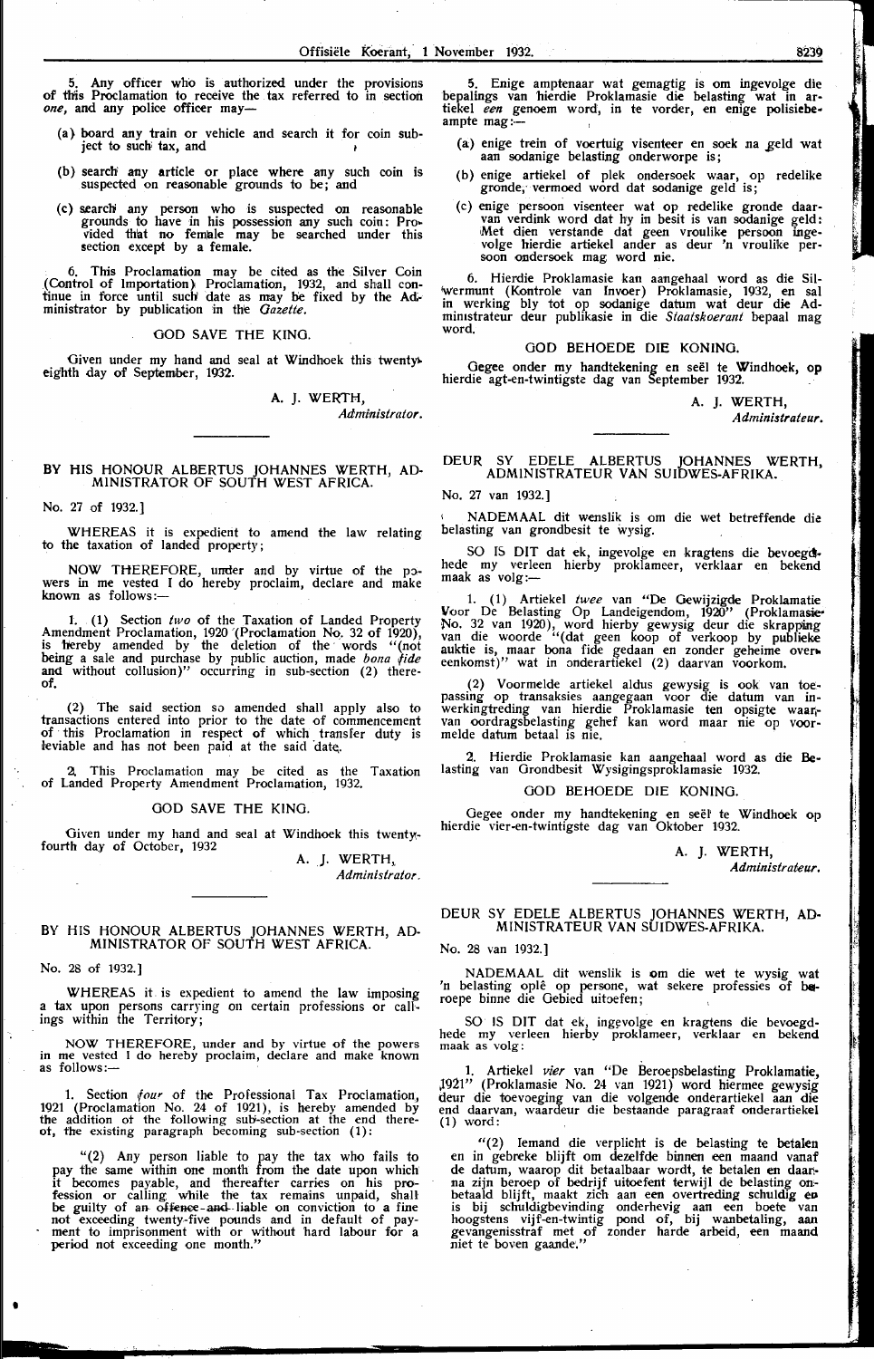5. Any officer who is authorized under the provisions of this Proclamation to receive the tax referred to in section *one*, and any police officer may—

(a) board any train or vehicle and search it for coin subject to such tax, and

(b) search any article or place where any such coin is suspected on reasonable grounds to be; and

(c) search any person who is suspected on reasonable grounds to have in his possession any such coin: Provided that no female may be searched under this section except by a female.

6. This Proclamation may be cited as the Silver Coin (Control of Importation) Proclamation, 1932, and shall continue in force until such date as may be fixed by the Administrator by publication in the *Gazette*.

GOD SAVE THE KING.

Given under my hand and seal at Windhoek this twenty-eighth day of September, 1932.

A. J. WERTH,
*Administrator.*

---

## BY HIS HONOUR ALBERTUS JOHANNES WERTH, ADMINISTRATOR OF SOUTH WEST AFRICA.

No. 27 of 1932.]

WHEREAS it is expedient to amend the law relating to the taxation of landed property;

NOW THEREFORE, under and by virtue of the powers in me vested I do hereby proclaim, declare and make known as follows:—

1. (1) Section *two* of the Taxation of Landed Property Amendment Proclamation, 1920 (Proclamation No. 32 of 1920), is hereby amended by the deletion of the words "(not being a sale and purchase by public auction, made *bona fide* and without collusion)" occurring in sub-section (2) thereof.

(2) The said section so amended shall apply also to transactions entered into prior to the date of commencement of this Proclamation in respect of which transfer duty is leviable and has not been paid at the said date.

2. This Proclamation may be cited as the Taxation of Landed Property Amendment Proclamation, 1932.

GOD SAVE THE KING.

Given under my hand and seal at Windhoek this twenty-fourth day of October, 1932

A. J. WERTH,
*Administrator.*

---

## BY HIS HONOUR ALBERTUS JOHANNES WERTH, ADMINISTRATOR OF SOUTH WEST AFRICA.

No. 28 of 1932.]

WHEREAS it is expedient to amend the law imposing a tax upon persons carrying on certain professions or callings within the Territory;

NOW THEREFORE, under and by virtue of the powers in me vested I do hereby proclaim, declare and make known as follows:—

1. Section *four* of the Professional Tax Proclamation, 1921 (Proclamation No. 24 of 1921), is hereby amended by the addition of the following sub-section at the end thereof, the existing paragraph becoming sub-section (1):

"(2) Any person liable to pay the tax who fails to pay the same within one month from the date upon which it becomes payable, and thereafter carries on his profession or calling while the tax remains unpaid, shall be guilty of an ~~offence and~~ liable on conviction to a fine not exceeding twenty-five pounds and in default of payment to imprisonment with or without hard labour for a period not exceeding one month."

---

5. Enige amptenaar wat gemagtig is om ingevolge die bepalings van hierdie Proklamasie die belasting wat in artiekel *een* genoem word, in te vorder, en enige polisiebeampte mag:—

(a) enige trein of voertuig visenteer en soek na geld wat aan sodanige belasting onderworpe is;

(b) enige artiekel of plek ondersoek waar, op redelike gronde, vermoed word dat sodanige geld is;

(c) enige persoon visenteer wat op redelike gronde daarvan verdink word dat hy in besit is van sodanige geld: Met dien verstande dat geen vroulike persoon ingevolge hierdie artiekel ander as deur 'n vroulike persoon ondersoek mag word nie.

6. Hierdie Proklamasie kan aangehaal word as die Silwermunt (Kontrole van Invoer) Proklamasie, 1932, en sal in werking bly tot op sodanige datum wat deur die Administrateur deur publikasie in die *Staatskoerant* bepaal mag word.

GOD BEHOEDE DIE KONING.

Gegee onder my handtekening en seël te Windhoek, op hierdie agt-en-twintigste dag van September 1932.

A. J. WERTH,
*Administrateur.*

---

## DEUR SY EDELE ALBERTUS JOHANNES WERTH, ADMINISTRATEUR VAN SUIDWES-AFRIKA.

No. 27 van 1932.]

NADEMAAL dit wenslik is om die wet betreffende die belasting van grondbesit te wysig.

SO IS DIT dat ek, ingevolge en kragtens die bevoegdhede my verleen hierby proklameer, verklaar en bekend maak as volg:—

1. (1) Artiekel *twee* van "De Gewijzigde Proklamatie Voor De Belasting Op Landeigendom, 1920" (Proklamasie No. 32 van 1920), word hierby gewysig deur die skrapping van die woorde "(dat geen koop of verkoop by publieke auktie is, maar bona fide gedaan en zonder geheime overeenkomst)" wat in onderartiekel (2) daarvan voorkom.

(2) Voormelde artiekel aldus gewysig is ook van toepassing op transaksies aangegaan voor die datum van inwerkingtreding van hierdie Proklamasie ten opsigte waarvan oordragsbelasting gehef kan word maar nie op voormelde datum betaal is nie.

2. Hierdie Proklamasie kan aangehaal word as die Belasting van Grondbesit Wysigingsproklamasie 1932.

GOD BEHOEDE DIE KONING.

Gegee onder my handtekening en seël te Windhoek op hierdie vier-en-twintigste dag van Oktober 1932.

A. J. WERTH,
*Administrateur.*

---

## DEUR SY EDELE ALBERTUS JOHANNES WERTH, ADMINISTRATEUR VAN SUIDWES-AFRIKA.

No. 28 van 1932.]

NADEMAAL dit wenslik is om die wet te wysig wat 'n belasting oplê op persone, wat sekere professies of beroepe binne die Gebied uitoefen;

SO IS DIT dat ek, ingevolge en kragtens die bevoegdhede my verleen hierby proklameer, verklaar en bekend maak as volg:

1. Artiekel *vier* van "De Beroepsbelasting Proklamatie, 1921" (Proklamasie No. 24 van 1921) word hiermee gewysig deur die toevoeging van die volgende onderartiekel aan die end daarvan, waardeur die bestaande paragraaf onderartiekel (1) word:

"(2) Iemand die verplicht is de belasting te betalen en in gebreke blijft om dezelfde binnen een maand vanaf de datum, waarop dit betaalbaar wordt, te betalen en daarna zijn beroep of bedrijf uitoefent terwijl de belasting onbetaald blijft, maakt zich aan een overtreding schuldig en is bij schuldigbevinding onderhevig aan een boete van hoogstens vijf-en-twintig pond of, bij wanbetaling, aan gevangenisstraf met of zonder harde arbeid, een maand niet te boven gaande."